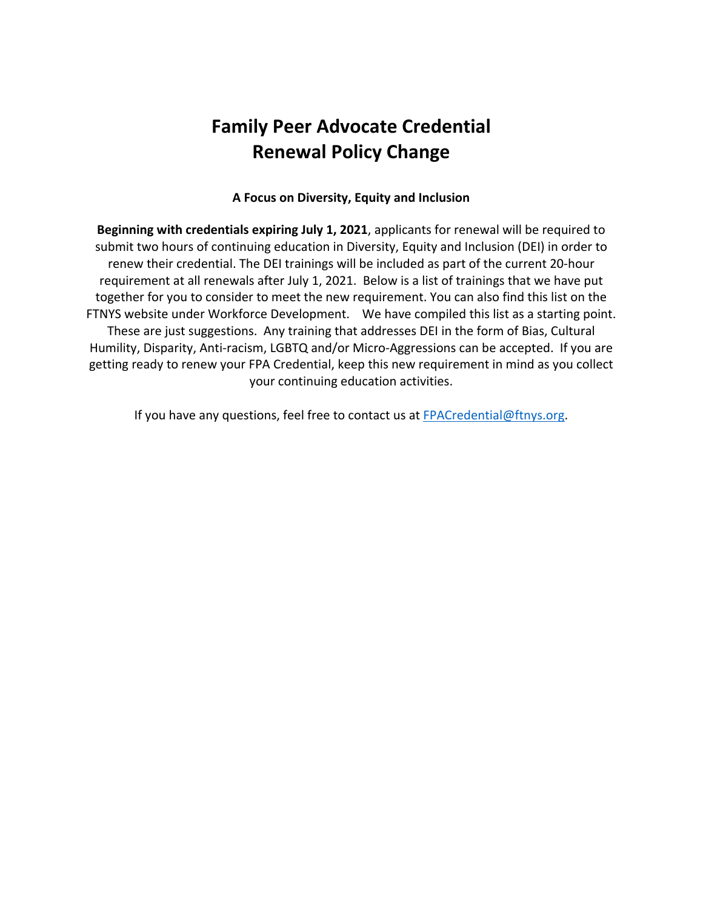# Family Peer Advocate Credential Renewal Policy Change

### A Focus on Diversity, Equity and Inclusion

**Beginning with credentials expiring July 1, 2021**, applicants for renewal will be required to submit two hours of continuing education in Diversity, Equity and Inclusion (DEI) in order to renew their credential. The DEI trainings will be included as part of the current 20-hour requirement at all renewals after July 1, 2021. Below is a list of trainings that we have put together for you to consider to meet the new requirement. You can also find this list on the FTNYS website under Workforce Development. We have compiled this list as a starting point. These are just suggestions. Any training that addresses DEI in the form of Bias, Cultural Humility, Disparity, Anti-racism, LGBTQ and/or Micro-Aggressions can be accepted. If you are getting ready to renew your FPA Credential, keep this new requirement in mind as you collect your continuing education activities.

If you have any questions, feel free to contact us at FPACredential@ftnys.org.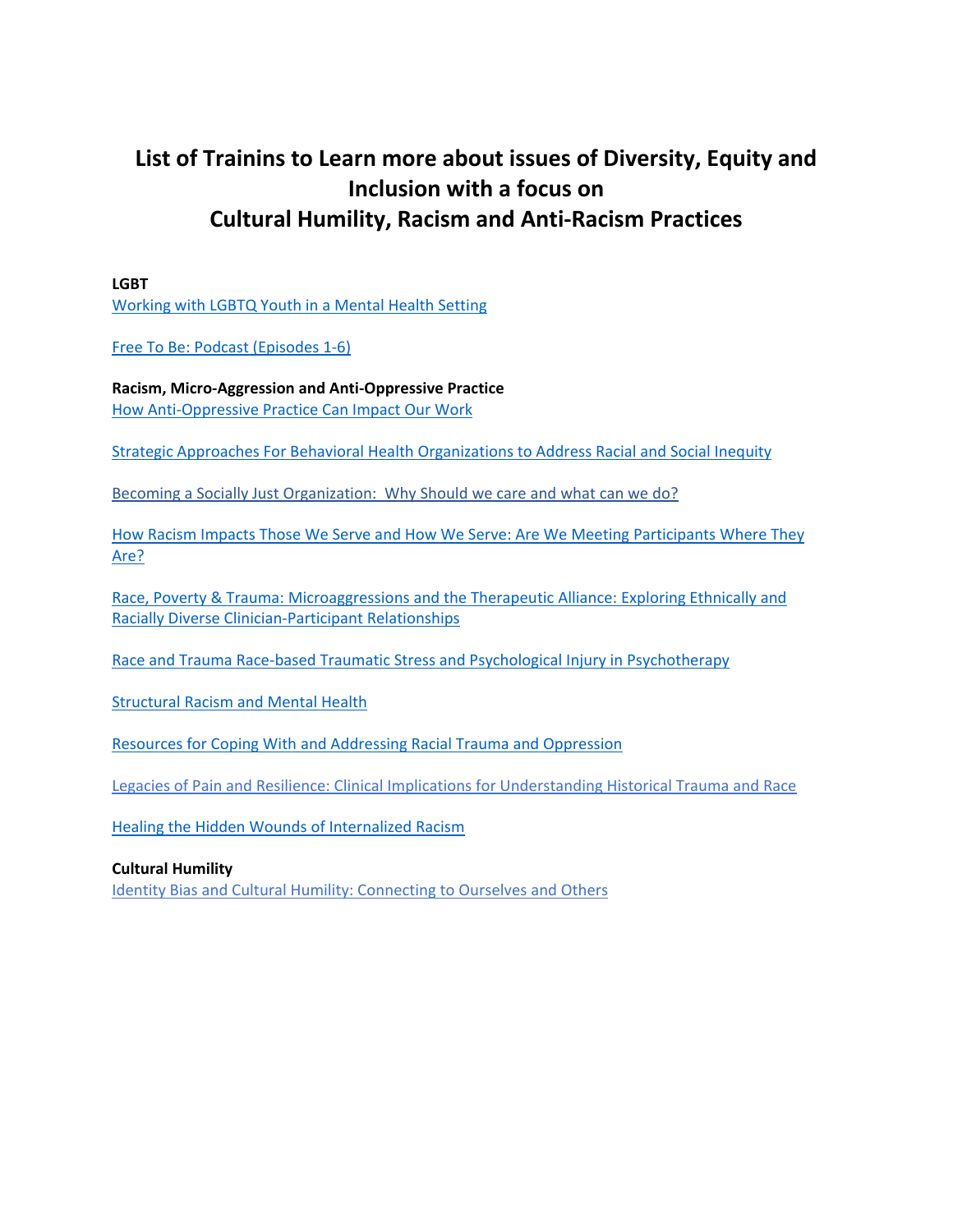# List of Trainins to Learn more about issues of Diversity, Equity and Inclusion with a focus on Cultural Humility, Racism and Anti-Racism Practices

**LGBT**

Working with LGBTQ Youth in a Mental Health Setting

Free To Be: Podcast (Episodes 1-6)

**Racism, Micro-Aggression and Anti-Oppressive Practice**

How Anti-Oppressive Practice Can Impact Our Work

Strategic Approaches For Behavioral Health Organizations to Address Racial and Social Inequity

Becoming a Socially Just Organization: Why Should we care and what can we do?

How Racism Impacts Those We Serve and How We Serve: Are We Meeting Participants Where They Are?

Race, Poverty & Trauma: Microaggressions and the Therapeutic Alliance: Exploring Ethnically and Racially Diverse Clinician-Participant Relationships

Race and Trauma Race-based Traumatic Stress and Psychological Injury in Psychotherapy

Structural Racism and Mental Health

Resources for Coping With and Addressing Racial Trauma and Oppression

Legacies of Pain and Resilience: Clinical Implications for Understanding Historical Trauma and Race

Healing the Hidden Wounds of Internalized Racism

**Cultural Humility**

Identity Bias and Cultural Humility: Connecting to Ourselves and Others